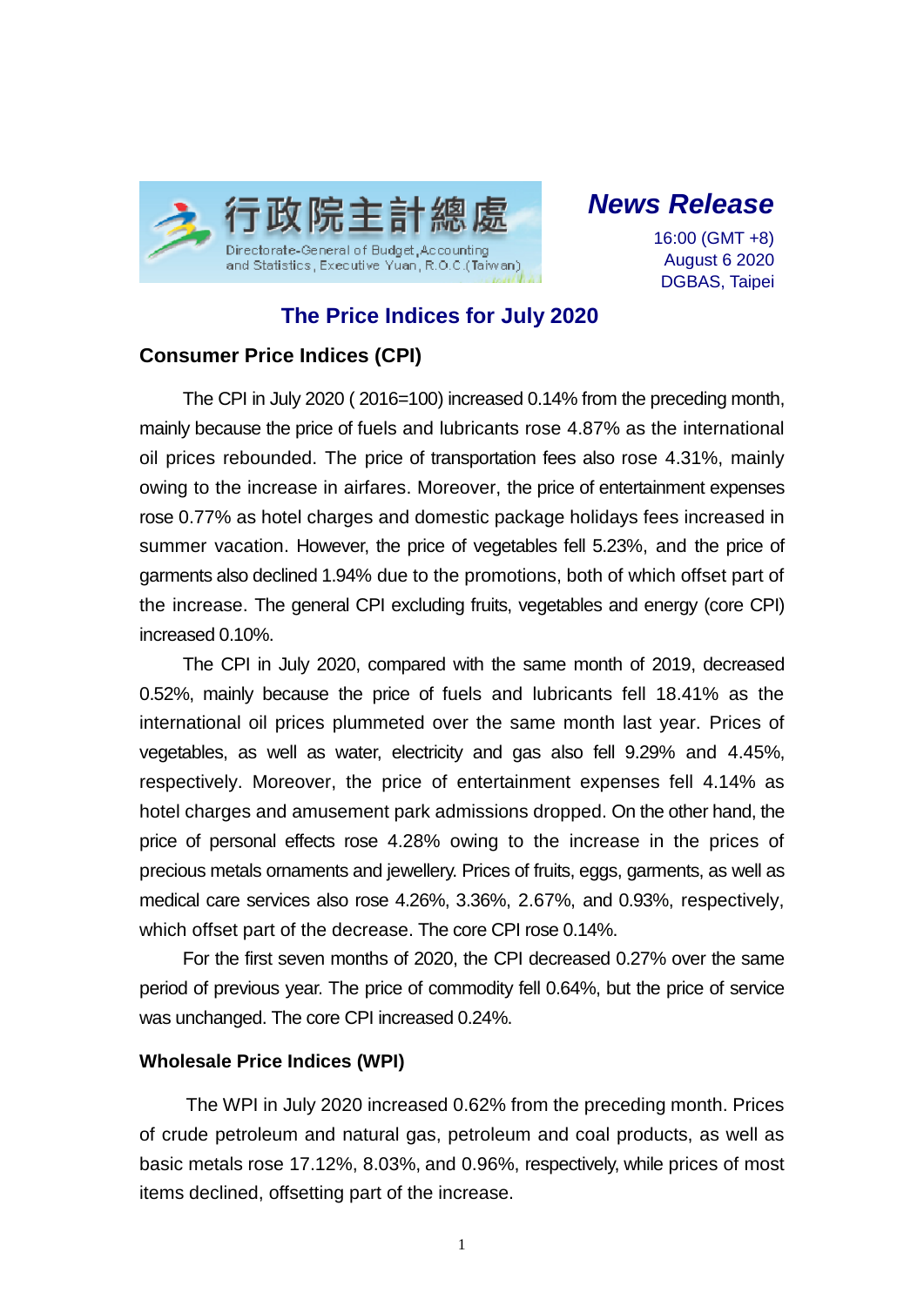行政院主計總處
Directorate-General of Budget, Accounting and Statistics, Executive Yuan, R.O.C.(Taiwan)

***News Release***

16:00 (GMT +8)
August 6 2020
DGBAS, Taipei

# The Price Indices for July 2020

## Consumer Price Indices (CPI)

The CPI in July 2020 ( 2016=100) increased 0.14% from the preceding month, mainly because the price of fuels and lubricants rose 4.87% as the international oil prices rebounded. The price of transportation fees also rose 4.31%, mainly owing to the increase in airfares. Moreover, the price of entertainment expenses rose 0.77% as hotel charges and domestic package holidays fees increased in summer vacation. However, the price of vegetables fell 5.23%, and the price of garments also declined 1.94% due to the promotions, both of which offset part of the increase. The general CPI excluding fruits, vegetables and energy (core CPI) increased 0.10%.

The CPI in July 2020, compared with the same month of 2019, decreased 0.52%, mainly because the price of fuels and lubricants fell 18.41% as the international oil prices plummeted over the same month last year. Prices of vegetables, as well as water, electricity and gas also fell 9.29% and 4.45%, respectively. Moreover, the price of entertainment expenses fell 4.14% as hotel charges and amusement park admissions dropped. On the other hand, the price of personal effects rose 4.28% owing to the increase in the prices of precious metals ornaments and jewellery. Prices of fruits, eggs, garments, as well as medical care services also rose 4.26%, 3.36%, 2.67%, and 0.93%, respectively, which offset part of the decrease. The core CPI rose 0.14%.

For the first seven months of 2020, the CPI decreased 0.27% over the same period of previous year. The price of commodity fell 0.64%, but the price of service was unchanged. The core CPI increased 0.24%.

## Wholesale Price Indices (WPI)

The WPI in July 2020 increased 0.62% from the preceding month. Prices of crude petroleum and natural gas, petroleum and coal products, as well as basic metals rose 17.12%, 8.03%, and 0.96%, respectively, while prices of most items declined, offsetting part of the increase.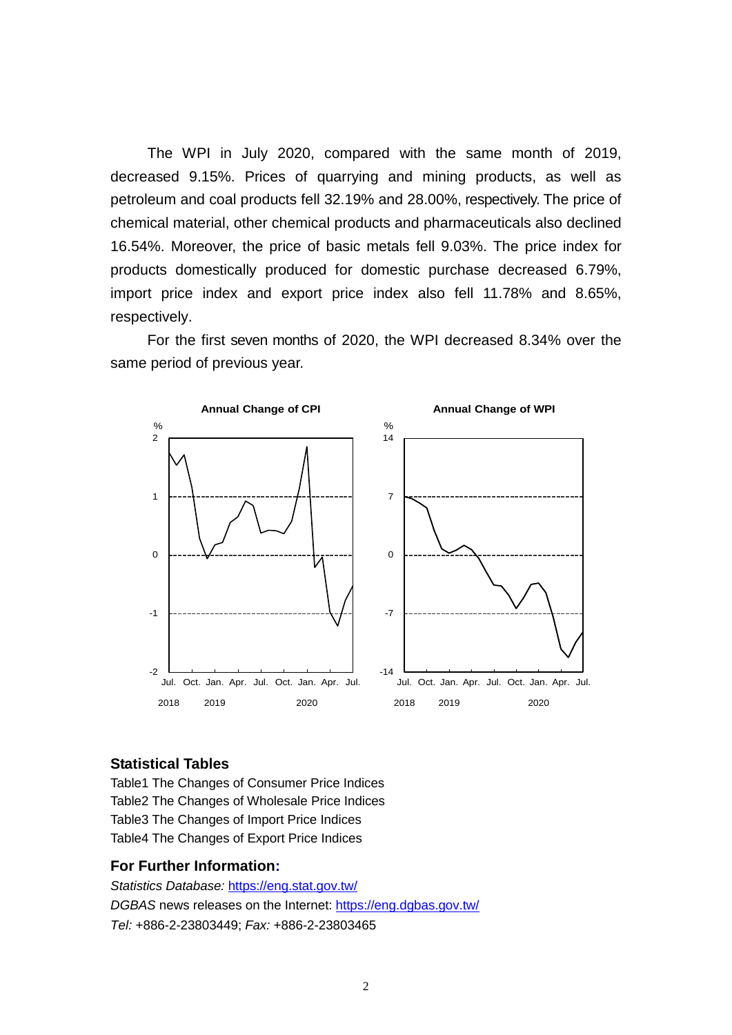The WPI in July 2020, compared with the same month of 2019, decreased 9.15%. Prices of quarrying and mining products, as well as petroleum and coal products fell 32.19% and 28.00%, respectively. The price of chemical material, other chemical products and pharmaceuticals also declined 16.54%. Moreover, the price of basic metals fell 9.03%. The price index for products domestically produced for domestic purchase decreased 6.79%, import price index and export price index also fell 11.78% and 8.65%, respectively.

For the first seven months of 2020, the WPI decreased 8.34% over the same period of previous year.

**Annual Change of CPI**

%

2

1

0

-1

-2

Jul. Oct. Jan. Apr. Jul. Oct. Jan. Apr. Jul.

2018 2019 2020

**Annual Change of WPI**

%

14

7

0

-7

-14

Jul. Oct. Jan. Apr. Jul. Oct. Jan. Apr. Jul.

2018 2019 2020

### Statistical Tables

Table1 The Changes of Consumer Price Indices
Table2 The Changes of Wholesale Price Indices
Table3 The Changes of Import Price Indices
Table4 The Changes of Export Price Indices

### For Further Information:

*Statistics Database:* https://eng.stat.gov.tw/
*DGBAS* news releases on the Internet: https://eng.dgbas.gov.tw/
*Tel:* +886-2-23803449; *Fax:* +886-2-23803465